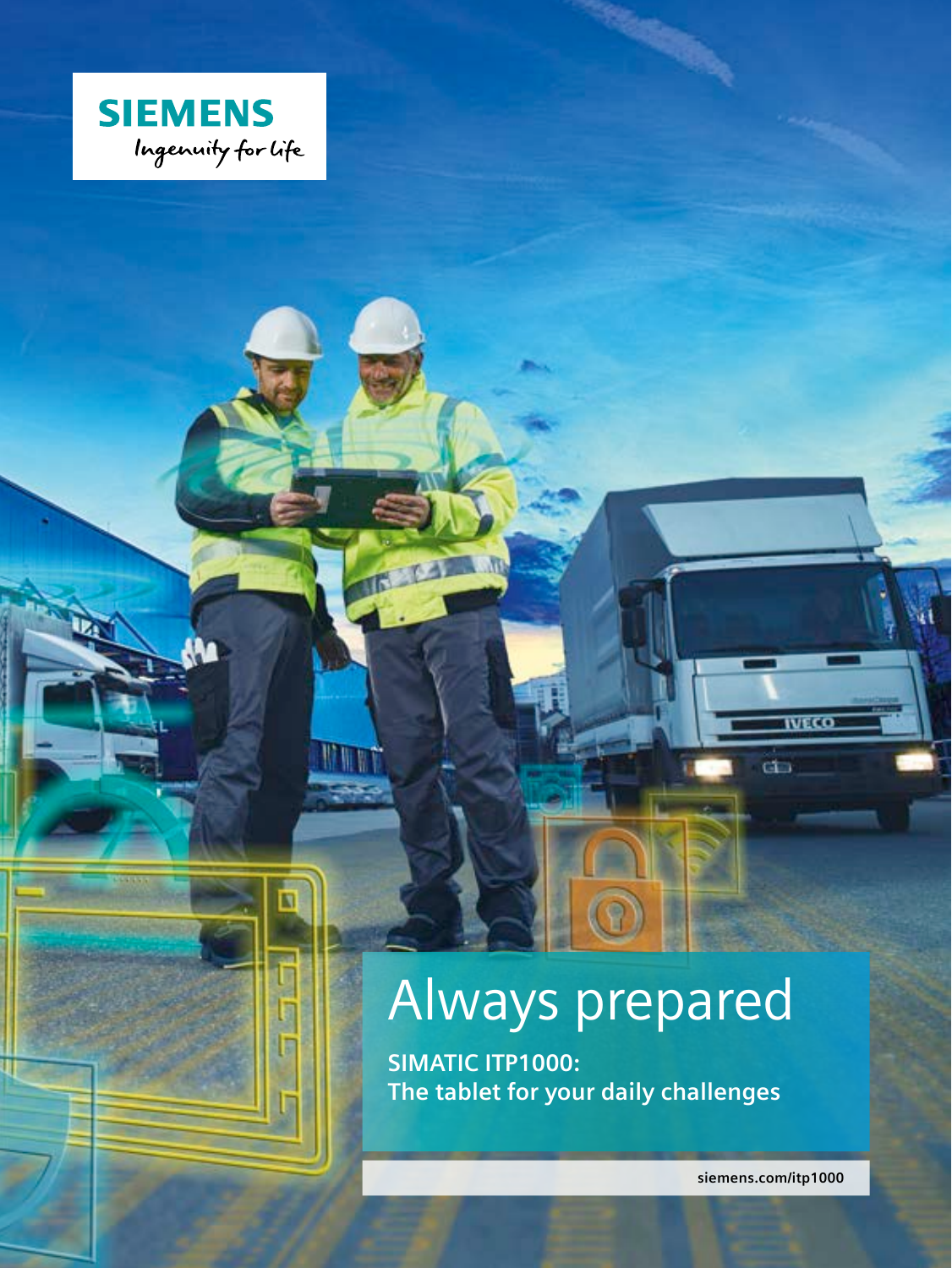SIEMENS

Ingenuity for life

# Always prepared

**SIMATIC ITP1000: The tablet for your daily challenges**

siemens.com/itp1000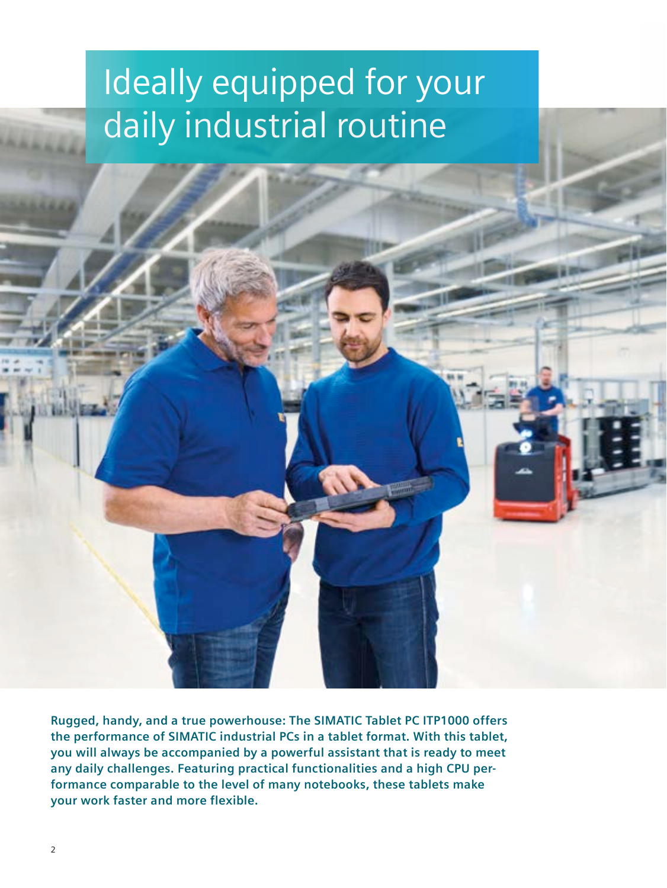# Ideally equipped for your daily industrial routine

**Rugged, handy, and a true powerhouse: The SIMATIC Tablet PC ITP1000 offers the performance of SIMATIC industrial PCs in a tablet format. With this tablet, you will always be accompanied by a powerful assistant that is ready to meet any daily challenges. Featuring practical functionalities and a high CPU performance comparable to the level of many notebooks, these tablets make your work faster and more flexible.**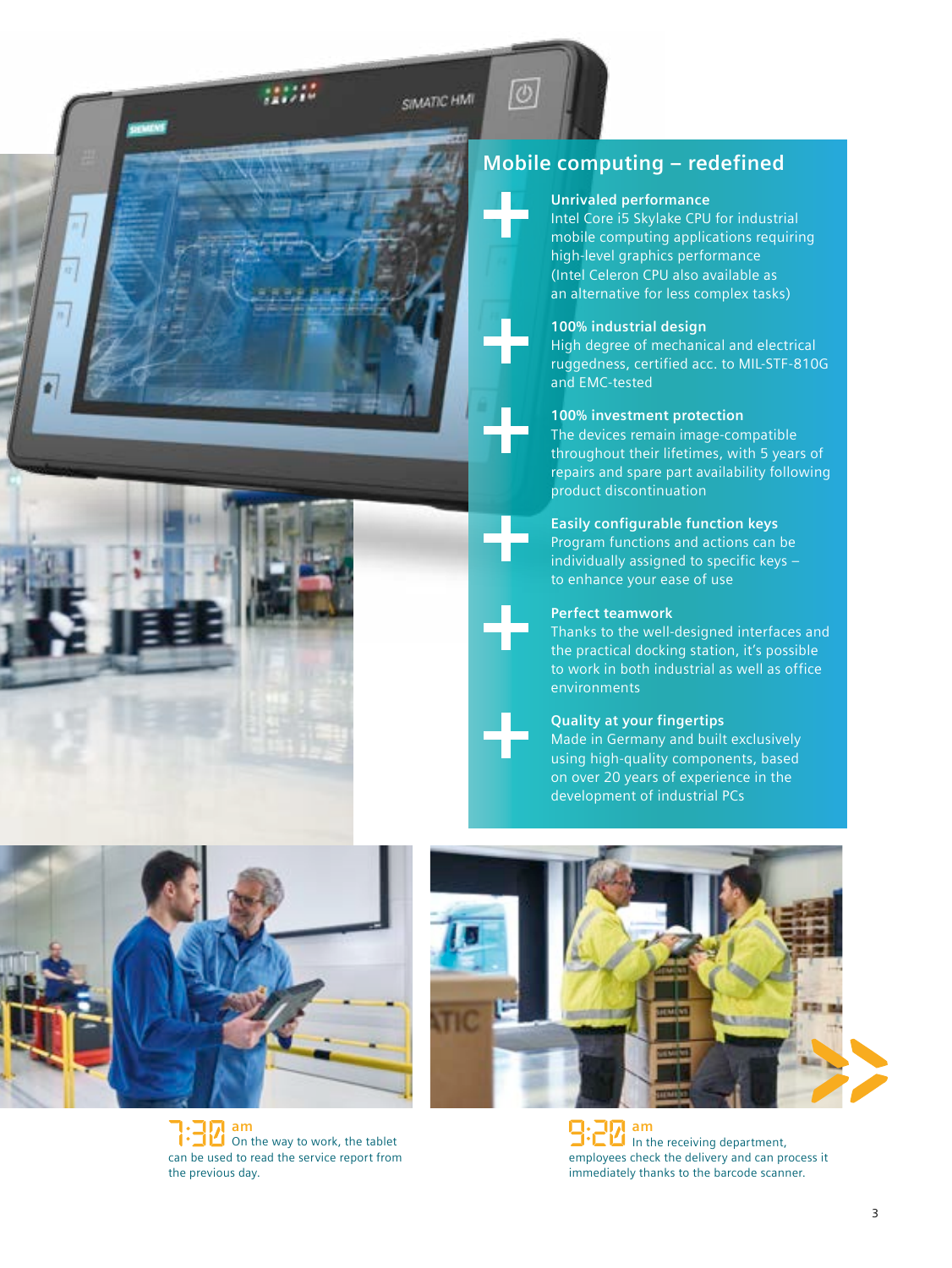## Mobile computing – redefined

**Unrivaled performance**
Intel Core i5 Skylake CPU for industrial mobile computing applications requiring high-level graphics performance (Intel Celeron CPU also available as an alternative for less complex tasks)

**100% industrial design**
High degree of mechanical and electrical ruggedness, certified acc. to MIL-STF-810G and EMC-tested

**100% investment protection**
The devices remain image-compatible throughout their lifetimes, with 5 years of repairs and spare part availability following product discontinuation

**Easily configurable function keys**
Program functions and actions can be individually assigned to specific keys – to enhance your ease of use

**Perfect teamwork**
Thanks to the well-designed interfaces and the practical docking station, it's possible to work in both industrial as well as office environments

**Quality at your fingertips**
Made in Germany and built exclusively using high-quality components, based on over 20 years of experience in the development of industrial PCs

7:30 am On the way to work, the tablet can be used to read the service report from the previous day.

9:20 am In the receiving department, employees check the delivery and can process it immediately thanks to the barcode scanner.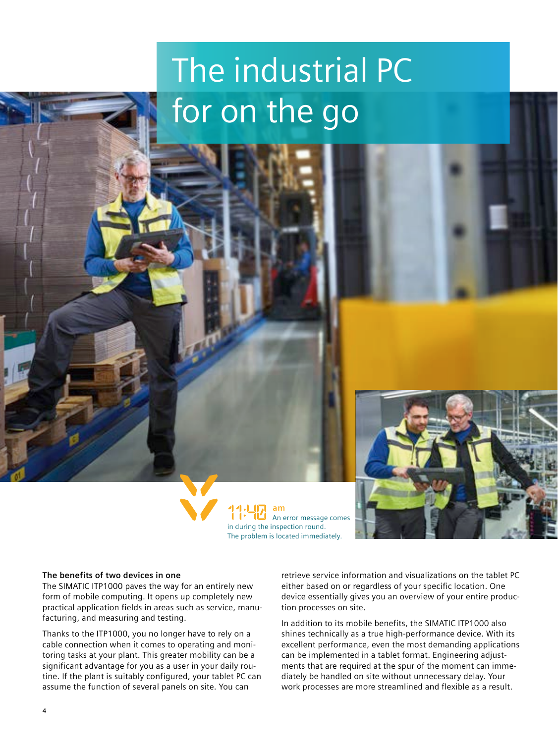# The industrial PC for on the go

11:40 am An error message comes in during the inspection round. The problem is located immediately.

**The benefits of two devices in one**

The SIMATIC ITP1000 paves the way for an entirely new form of mobile computing. It opens up completely new practical application fields in areas such as service, manufacturing, and measuring and testing.

Thanks to the ITP1000, you no longer have to rely on a cable connection when it comes to operating and monitoring tasks at your plant. This greater mobility can be a significant advantage for you as a user in your daily routine. If the plant is suitably configured, your tablet PC can assume the function of several panels on site. You can retrieve service information and visualizations on the tablet PC either based on or regardless of your specific location. One device essentially gives you an overview of your entire production processes on site.

In addition to its mobile benefits, the SIMATIC ITP1000 also shines technically as a true high-performance device. With its excellent performance, even the most demanding applications can be implemented in a tablet format. Engineering adjustments that are required at the spur of the moment can immediately be handled on site without unnecessary delay. Your work processes are more streamlined and flexible as a result.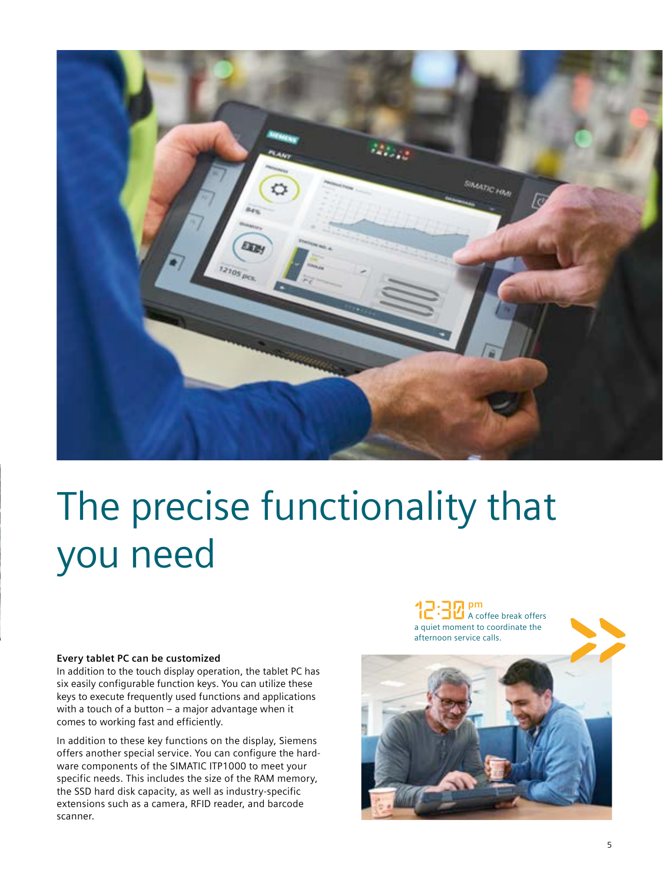# The precise functionality that you need

12:30 pm A coffee break offers a quiet moment to coordinate the afternoon service calls.

**Every tablet PC can be customized**

In addition to the touch display operation, the tablet PC has six easily configurable function keys. You can utilize these keys to execute frequently used functions and applications with a touch of a button – a major advantage when it comes to working fast and efficiently.

In addition to these key functions on the display, Siemens offers another special service. You can configure the hardware components of the SIMATIC ITP1000 to meet your specific needs. This includes the size of the RAM memory, the SSD hard disk capacity, as well as industry-specific extensions such as a camera, RFID reader, and barcode scanner.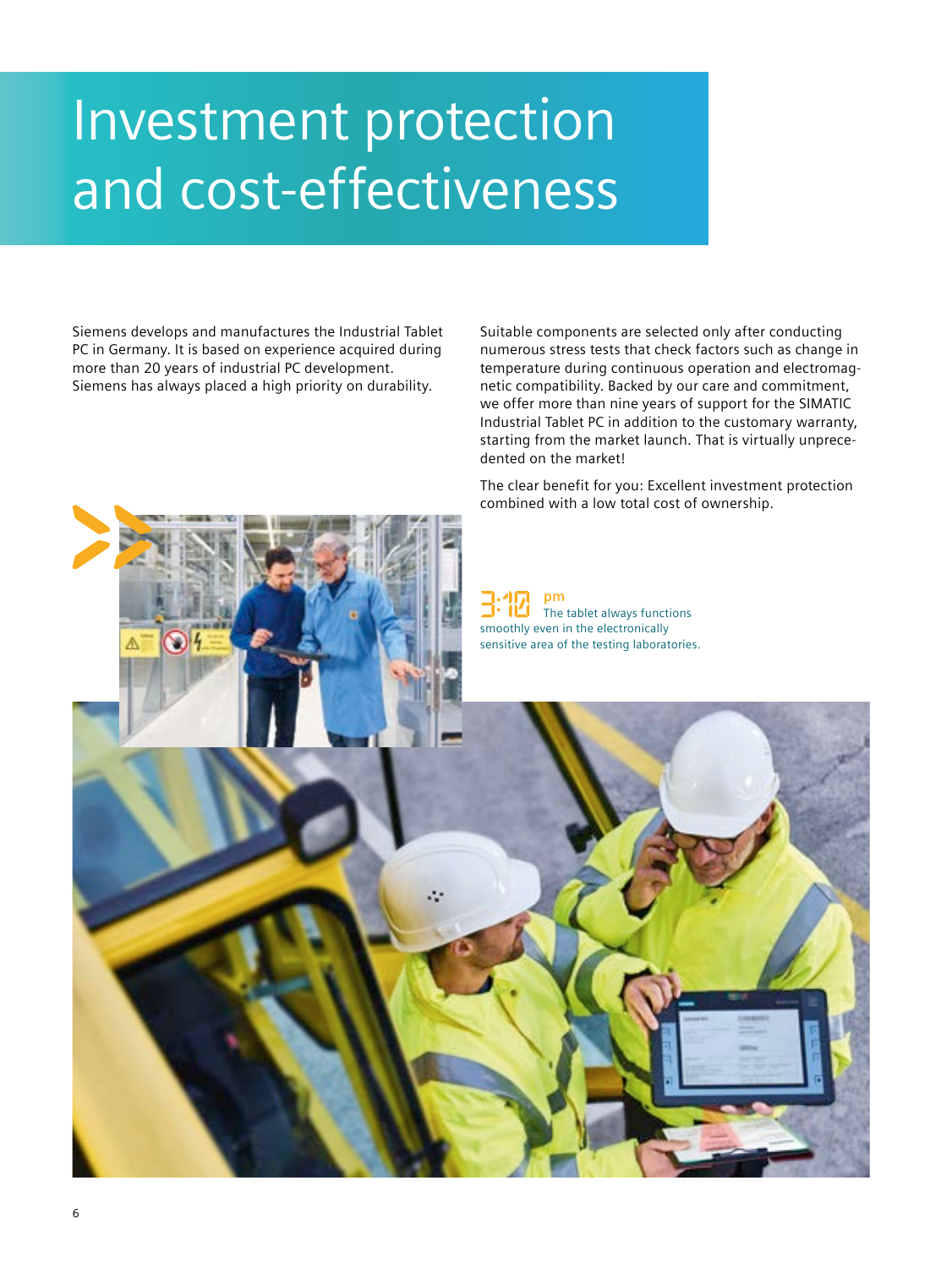# Investment protection and cost-effectiveness

Siemens develops and manufactures the Industrial Tablet PC in Germany. It is based on experience acquired during more than 20 years of industrial PC development. Siemens has always placed a high priority on durability.

Suitable components are selected only after conducting numerous stress tests that check factors such as change in temperature during continuous operation and electromagnetic compatibility. Backed by our care and commitment, we offer more than nine years of support for the SIMATIC Industrial Tablet PC in addition to the customary warranty, starting from the market launch. That is virtually unprecedented on the market!

The clear benefit for you: Excellent investment protection combined with a low total cost of ownership.

**3:10 pm** The tablet always functions smoothly even in the electronically sensitive area of the testing laboratories.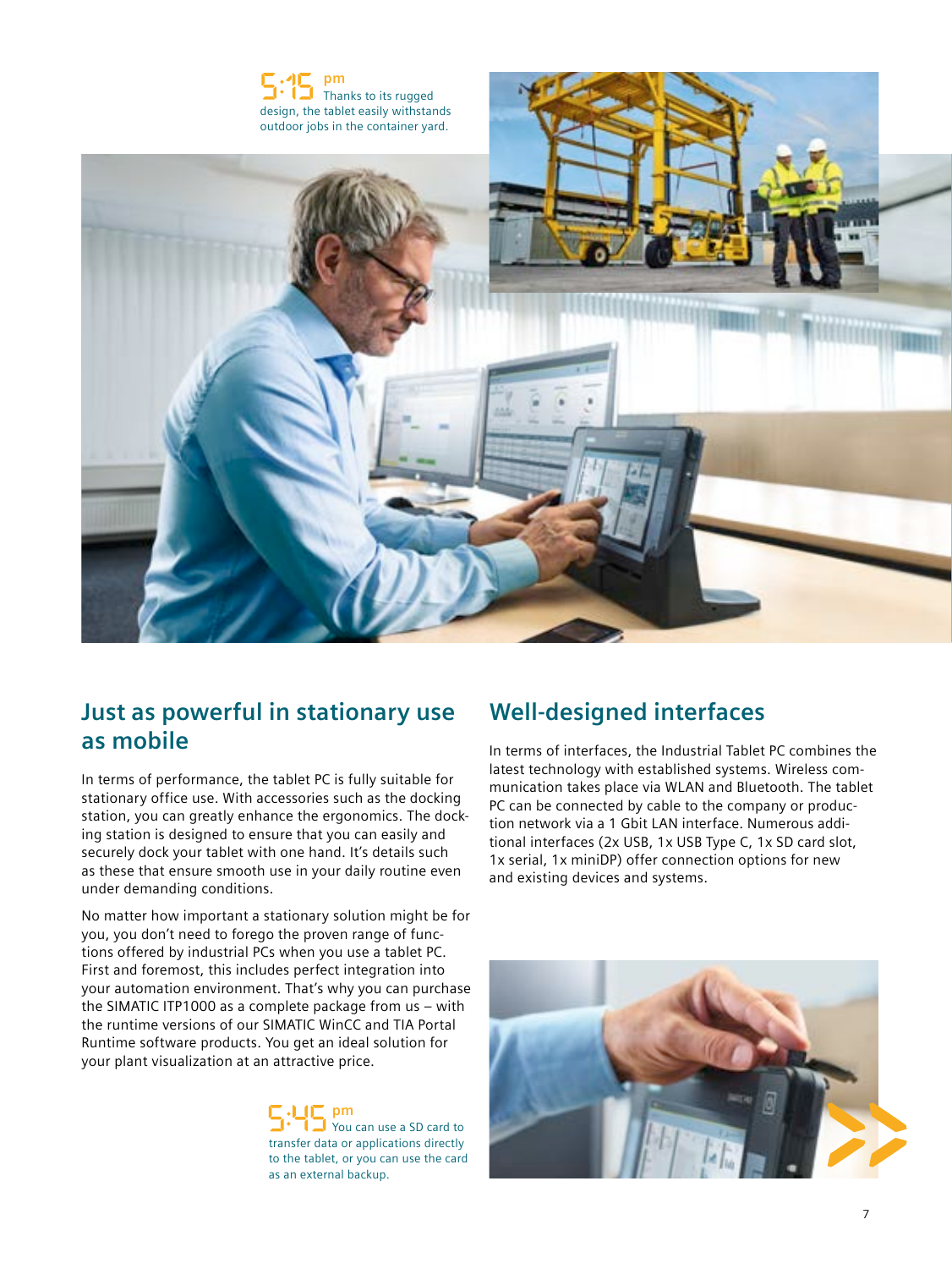**5:15 pm** Thanks to its rugged design, the tablet easily withstands outdoor jobs in the container yard.

## Just as powerful in stationary use as mobile

In terms of performance, the tablet PC is fully suitable for stationary office use. With accessories such as the docking station, you can greatly enhance the ergonomics. The docking station is designed to ensure that you can easily and securely dock your tablet with one hand. It's details such as these that ensure smooth use in your daily routine even under demanding conditions.

No matter how important a stationary solution might be for you, you don't need to forego the proven range of functions offered by industrial PCs when you use a tablet PC. First and foremost, this includes perfect integration into your automation environment. That's why you can purchase the SIMATIC ITP1000 as a complete package from us – with the runtime versions of our SIMATIC WinCC and TIA Portal Runtime software products. You get an ideal solution for your plant visualization at an attractive price.

**5:45 pm** You can use a SD card to transfer data or applications directly to the tablet, or you can use the card as an external backup.

## Well-designed interfaces

In terms of interfaces, the Industrial Tablet PC combines the latest technology with established systems. Wireless communication takes place via WLAN and Bluetooth. The tablet PC can be connected by cable to the company or production network via a 1 Gbit LAN interface. Numerous additional interfaces (2x USB, 1x USB Type C, 1x SD card slot, 1x serial, 1x miniDP) offer connection options for new and existing devices and systems.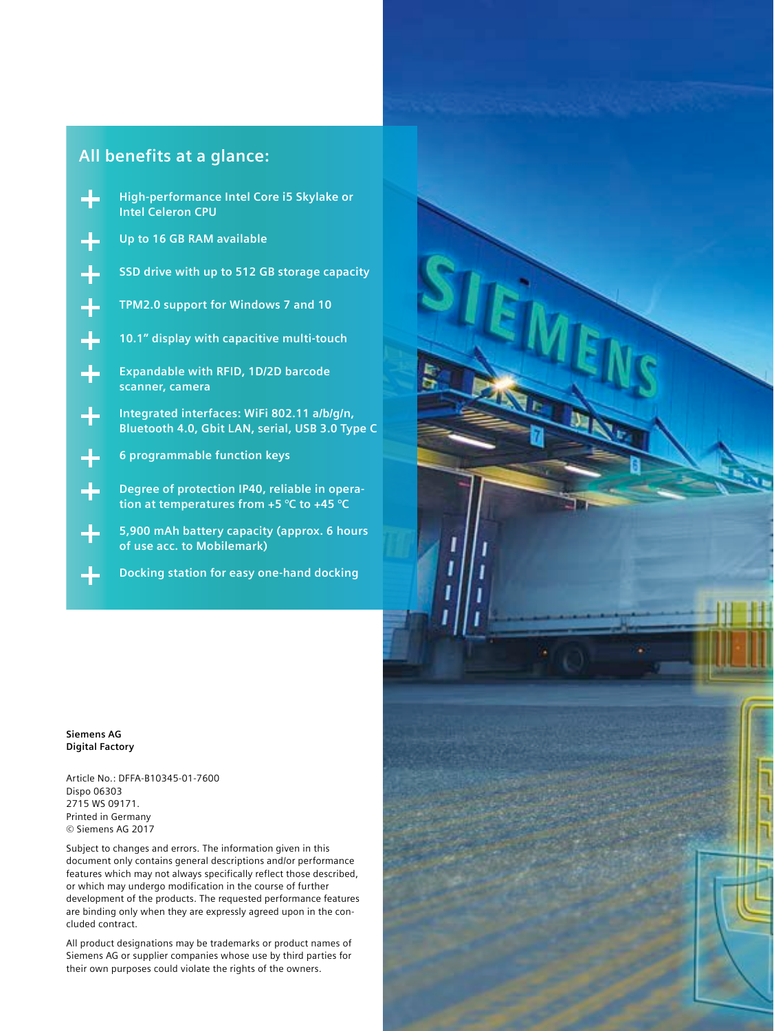## All benefits at a glance:

- High-performance Intel Core i5 Skylake or Intel Celeron CPU
- Up to 16 GB RAM available
- SSD drive with up to 512 GB storage capacity
- TPM2.0 support for Windows 7 and 10
- 10.1" display with capacitive multi-touch
- Expandable with RFID, 1D/2D barcode scanner, camera
- Integrated interfaces: WiFi 802.11 a/b/g/n, Bluetooth 4.0, Gbit LAN, serial, USB 3.0 Type C
- 6 programmable function keys
- Degree of protection IP40, reliable in operation at temperatures from +5 °C to +45 °C
- 5,900 mAh battery capacity (approx. 6 hours of use acc. to Mobilemark)
- Docking station for easy one-hand docking

**Siemens AG**
**Digital Factory**

Article No.: DFFA-B10345-01-7600
Dispo 06303
2715 WS 09171.
Printed in Germany
© Siemens AG 2017

Subject to changes and errors. The information given in this document only contains general descriptions and/or performance features which may not always specifically reflect those described, or which may undergo modification in the course of further development of the products. The requested performance features are binding only when they are expressly agreed upon in the concluded contract.

All product designations may be trademarks or product names of Siemens AG or supplier companies whose use by third parties for their own purposes could violate the rights of the owners.